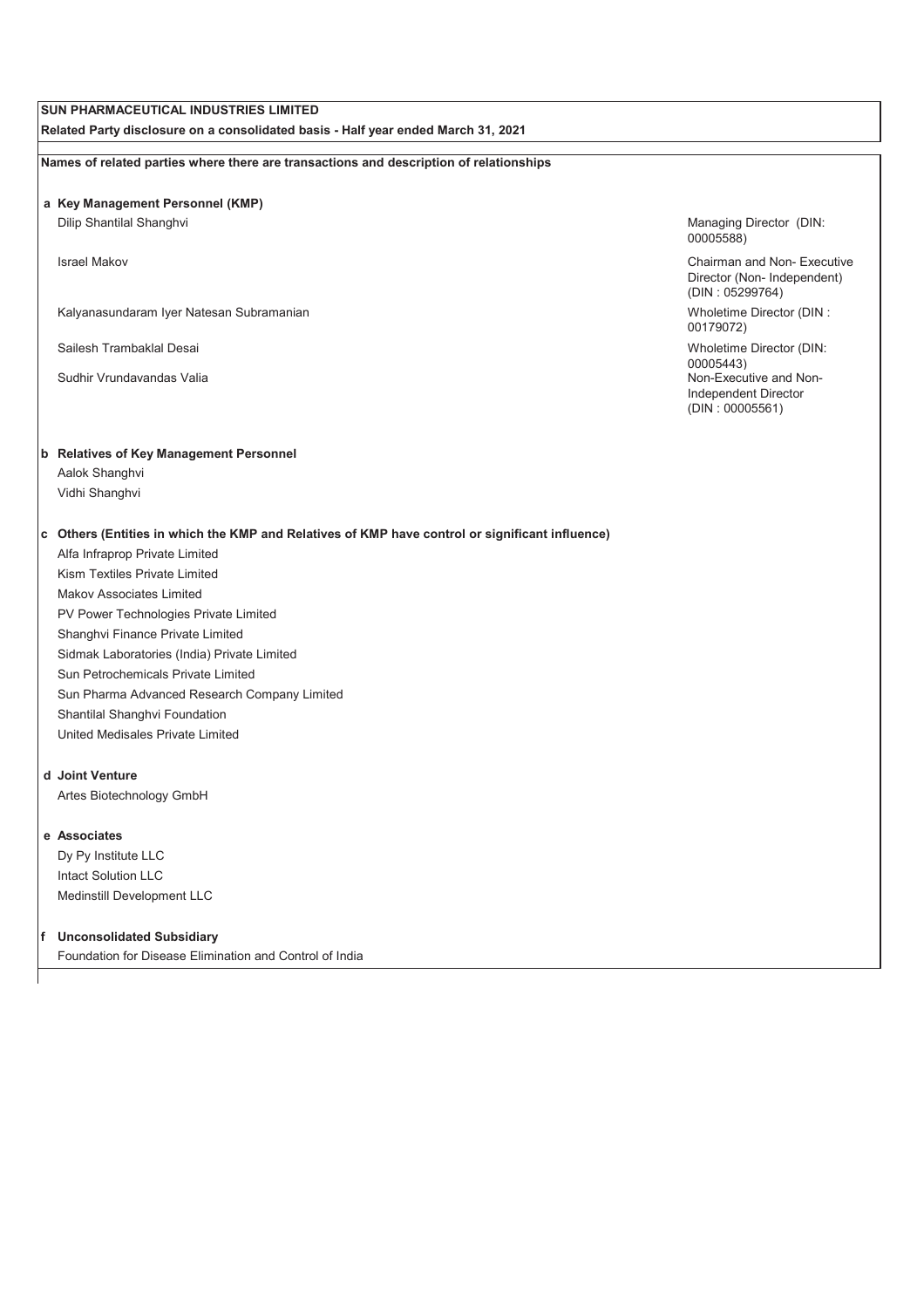**SUN PHARMACEUTICAL INDUSTRIES LIMITED**

**Related Party disclosure on a consolidated basis - Half year ended March 31, 2021**

**Names of related parties where there are transactions and description of relationships**

**a Key Management Personnel (KMP)**

| Name | Relationship |
|---|---|
| Dilip Shantilal Shanghvi | Managing Director (DIN: 00005588) |
| Israel Makov | Chairman and Non- Executive Director (Non- Independent) (DIN : 05299764) |
| Kalyanasundaram Iyer Natesan Subramanian | Wholetime Director (DIN : 00179072) |
| Sailesh Trambaklal Desai | Wholetime Director (DIN: 00005443) |
| Sudhir Vrundavandas Valia | Non-Executive and Non-Independent Director (DIN : 00005561) |

**b Relatives of Key Management Personnel**

- Aalok Shanghvi
- Vidhi Shanghvi

**c Others (Entities in which the KMP and Relatives of KMP have control or significant influence)**

- Alfa Infraprop Private Limited
- Kism Textiles Private Limited
- Makov Associates Limited
- PV Power Technologies Private Limited
- Shanghvi Finance Private Limited
- Sidmak Laboratories (India) Private Limited
- Sun Petrochemicals Private Limited
- Sun Pharma Advanced Research Company Limited
- Shantilal Shanghvi Foundation
- United Medisales Private Limited

**d Joint Venture**

- Artes Biotechnology GmbH

**e Associates**

- Dy Py Institute LLC
- Intact Solution LLC
- Medinstill Development LLC

**f Unconsolidated Subsidiary**

- Foundation for Disease Elimination and Control of India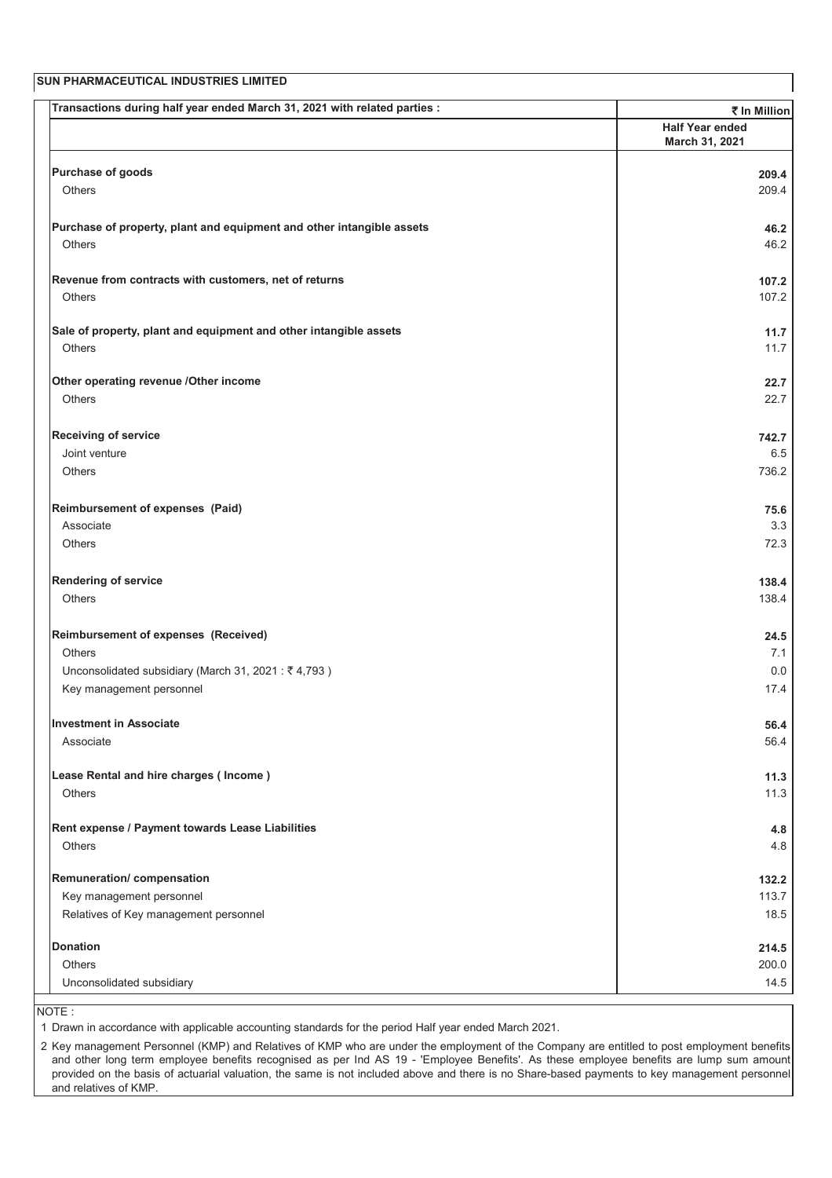**SUN PHARMACEUTICAL INDUSTRIES LIMITED**

| Transactions during half year ended March 31, 2021 with related parties : | ₹ In Million |
|---|---|
| | **Half Year ended March 31, 2021** |
| **Purchase of goods** | **209.4** |
| Others | 209.4 |
| **Purchase of property, plant and equipment and other intangible assets** | **46.2** |
| Others | 46.2 |
| **Revenue from contracts with customers, net of returns** | **107.2** |
| Others | 107.2 |
| **Sale of property, plant and equipment and other intangible assets** | **11.7** |
| Others | 11.7 |
| **Other operating revenue /Other income** | **22.7** |
| Others | 22.7 |
| **Receiving of service** | **742.7** |
| Joint venture | 6.5 |
| Others | 736.2 |
| **Reimbursement of expenses (Paid)** | **75.6** |
| Associate | 3.3 |
| Others | 72.3 |
| **Rendering of service** | **138.4** |
| Others | 138.4 |
| **Reimbursement of expenses (Received)** | **24.5** |
| Others | 7.1 |
| Unconsolidated subsidiary (March 31, 2021 : ₹ 4,793 ) | 0.0 |
| Key management personnel | 17.4 |
| **Investment in Associate** | **56.4** |
| Associate | 56.4 |
| **Lease Rental and hire charges ( Income )** | **11.3** |
| Others | 11.3 |
| **Rent expense / Payment towards Lease Liabilities** | **4.8** |
| Others | 4.8 |
| **Remuneration/ compensation** | **132.2** |
| Key management personnel | 113.7 |
| Relatives of Key management personnel | 18.5 |
| **Donation** | **214.5** |
| Others | 200.0 |
| Unconsolidated subsidiary | 14.5 |

NOTE :

1 Drawn in accordance with applicable accounting standards for the period Half year ended March 2021.

2 Key management Personnel (KMP) and Relatives of KMP who are under the employment of the Company are entitled to post employment benefits and other long term employee benefits recognised as per Ind AS 19 - 'Employee Benefits'. As these employee benefits are lump sum amount provided on the basis of actuarial valuation, the same is not included above and there is no Share-based payments to key management personnel and relatives of KMP.